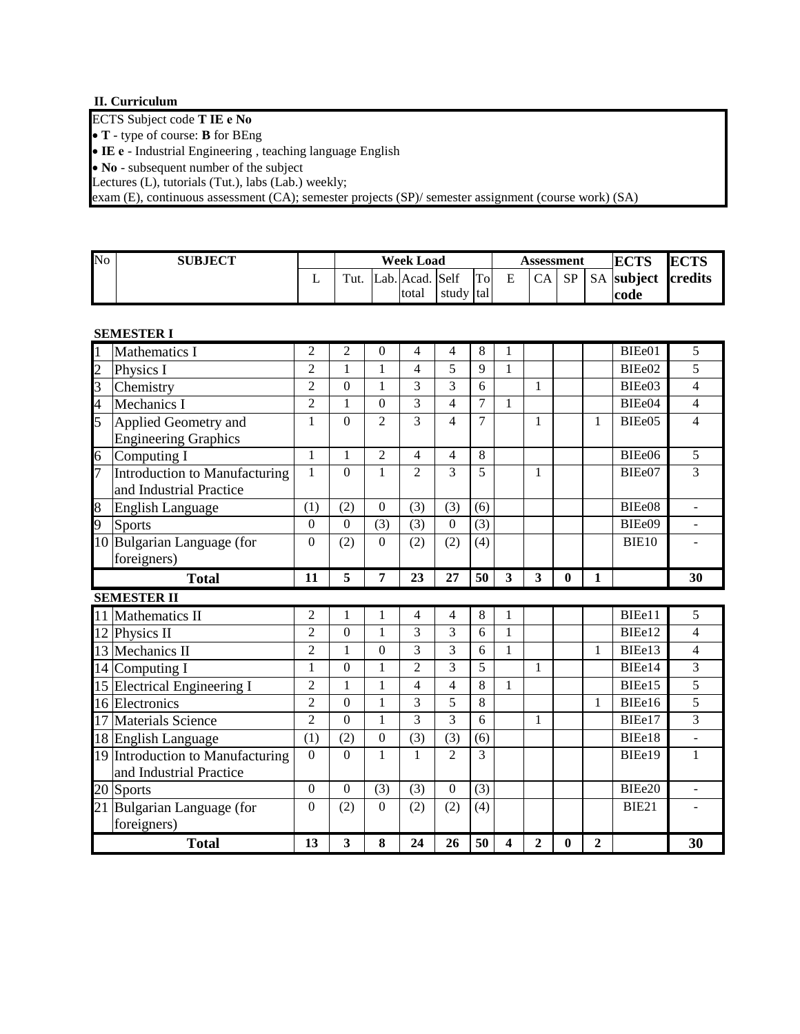## II. Curriculum

ECTS Subject code **T IE e No**

- **T** - type of course: **B** for BEng
- **IE e** - Industrial Engineering , teaching language English
- **No** - subsequent number of the subject

Lectures (L), tutorials (Tut.), labs (Lab.) weekly;
exam (E), continuous assessment (CA); semester projects (SP)/ semester assignment (course work) (SA)

| No | SUBJECT | Week Load | | | | | | Assessment | | | | ECTS subject code | ECTS credits |
|---|---|---|---|---|---|---|---|---|---|---|---|---|---|
| | | L | Tut. | Lab. | Acad. total | Self study | Total | E | CA | SP | SA | | |
| | **SEMESTER I** | | | | | | | | | | | | |
| 1 | Mathematics I | 2 | 2 | 0 | 4 | 4 | 8 | 1 | | | | BIEe01 | 5 |
| 2 | Physics I | 2 | 1 | 1 | 4 | 5 | 9 | 1 | | | | BIEe02 | 5 |
| 3 | Chemistry | 2 | 0 | 1 | 3 | 3 | 6 | | 1 | | | BIEe03 | 4 |
| 4 | Mechanics I | 2 | 1 | 0 | 3 | 4 | 7 | 1 | | | | BIEe04 | 4 |
| 5 | Applied Geometry and Engineering Graphics | 1 | 0 | 2 | 3 | 4 | 7 | | 1 | | 1 | BIEe05 | 4 |
| 6 | Computing I | 1 | 1 | 2 | 4 | 4 | 8 | | | | | BIEe06 | 5 |
| 7 | Introduction to Manufacturing and Industrial Practice | 1 | 0 | 1 | 2 | 3 | 5 | | 1 | | | BIEe07 | 3 |
| 8 | English Language | (1) | (2) | 0 | (3) | (3) | (6) | | | | | BIEe08 | - |
| 9 | Sports | 0 | 0 | (3) | (3) | 0 | (3) | | | | | BIEe09 | - |
| 10 | Bulgarian Language (for foreigners) | 0 | (2) | 0 | (2) | (2) | (4) | | | | | BIE10 | - |
| | **Total** | **11** | **5** | **7** | **23** | **27** | **50** | **3** | **3** | **0** | **1** | | **30** |
| | **SEMESTER II** | | | | | | | | | | | | |
| 11 | Mathematics II | 2 | 1 | 1 | 4 | 4 | 8 | 1 | | | | BIEe11 | 5 |
| 12 | Physics II | 2 | 0 | 1 | 3 | 3 | 6 | 1 | | | | BIEe12 | 4 |
| 13 | Mechanics II | 2 | 1 | 0 | 3 | 3 | 6 | 1 | | | 1 | BIEe13 | 4 |
| 14 | Computing I | 1 | 0 | 1 | 2 | 3 | 5 | | 1 | | | BIEe14 | 3 |
| 15 | Electrical Engineering I | 2 | 1 | 1 | 4 | 4 | 8 | 1 | | | | BIEe15 | 5 |
| 16 | Electronics | 2 | 0 | 1 | 3 | 5 | 8 | | | | 1 | BIEe16 | 5 |
| 17 | Materials Science | 2 | 0 | 1 | 3 | 3 | 6 | | 1 | | | BIEe17 | 3 |
| 18 | English Language | (1) | (2) | 0 | (3) | (3) | (6) | | | | | BIEe18 | - |
| 19 | Introduction to Manufacturing and Industrial Practice | 0 | 0 | 1 | 1 | 2 | 3 | | | | | BIEe19 | 1 |
| 20 | Sports | 0 | 0 | (3) | (3) | 0 | (3) | | | | | BIEe20 | - |
| 21 | Bulgarian Language (for foreigners) | 0 | (2) | 0 | (2) | (2) | (4) | | | | | BIE21 | - |
| | **Total** | **13** | **3** | **8** | **24** | **26** | **50** | **4** | **2** | **0** | **2** | | **30** |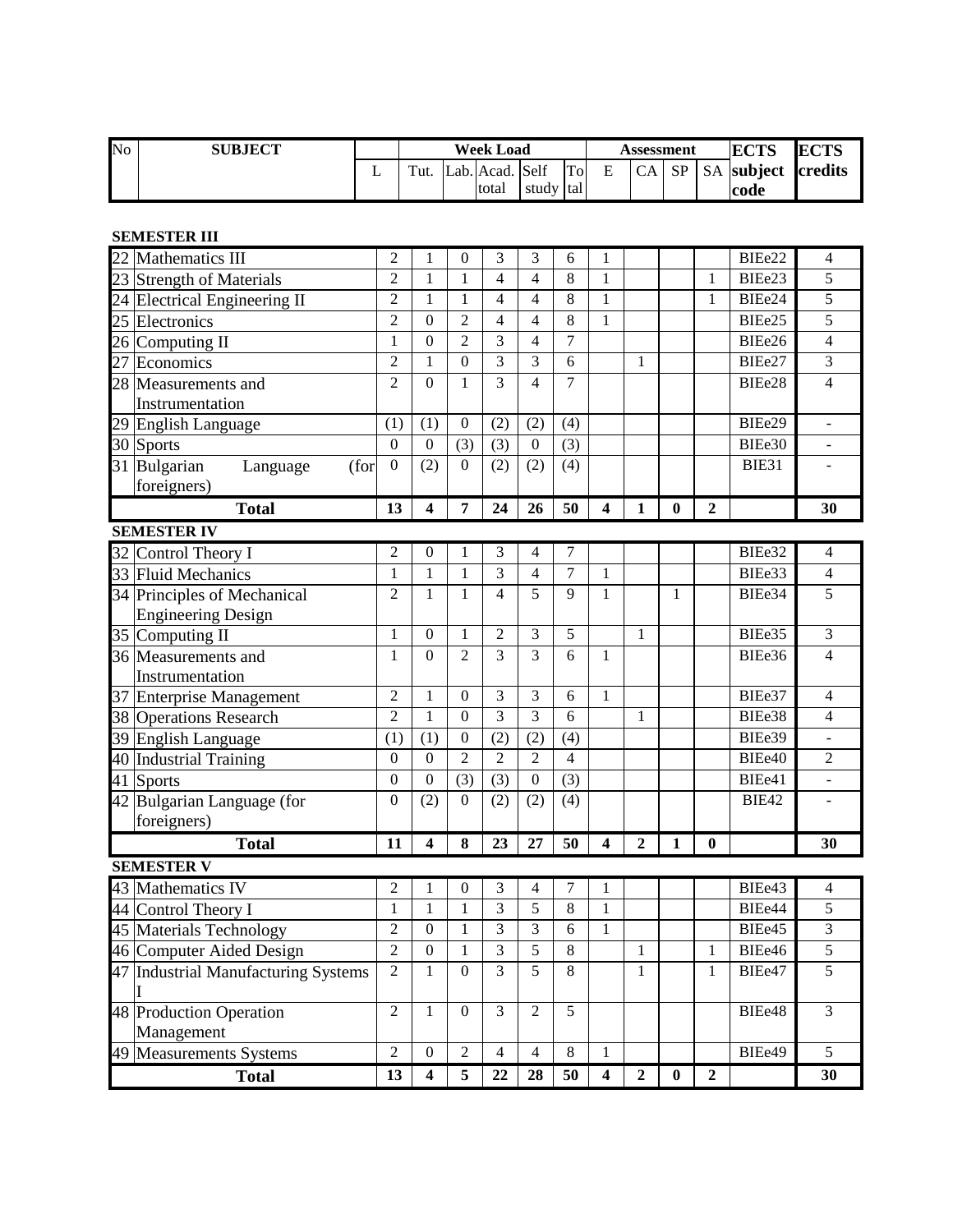| No | SUBJECT | Week Load | | | | | | Assessment | | | | ECTS subject code | ECTS credits |
|---|---|---|---|---|---|---|---|---|---|---|---|---|---|
| | | L | Tut. | Lab. | Acad. total | Self study | Total | E | CA | SP | SA | | |
| **SEMESTER III** | | | | | | | | | | | | | |
| 22 | Mathematics III | 2 | 1 | 0 | 3 | 3 | 6 | 1 | | | | BIEe22 | 4 |
| 23 | Strength of Materials | 2 | 1 | 1 | 4 | 4 | 8 | 1 | | | 1 | BIEe23 | 5 |
| 24 | Electrical Engineering II | 2 | 1 | 1 | 4 | 4 | 8 | 1 | | | 1 | BIEe24 | 5 |
| 25 | Electronics | 2 | 0 | 2 | 4 | 4 | 8 | 1 | | | | BIEe25 | 5 |
| 26 | Computing II | 1 | 0 | 2 | 3 | 4 | 7 | | | | | BIEe26 | 4 |
| 27 | Economics | 2 | 1 | 0 | 3 | 3 | 6 | | 1 | | | BIEe27 | 3 |
| 28 | Measurements and Instrumentation | 2 | 0 | 1 | 3 | 4 | 7 | | | | | BIEe28 | 4 |
| 29 | English Language | (1) | (1) | 0 | (2) | (2) | (4) | | | | | BIEe29 | - |
| 30 | Sports | 0 | 0 | (3) | (3) | 0 | (3) | | | | | BIEe30 | - |
| 31 | Bulgarian Language (for foreigners) | 0 | (2) | 0 | (2) | (2) | (4) | | | | | BIE31 | - |
| | **Total** | **13** | **4** | **7** | **24** | **26** | **50** | **4** | **1** | **0** | **2** | | **30** |
| **SEMESTER IV** | | | | | | | | | | | | | |
| 32 | Control Theory I | 2 | 0 | 1 | 3 | 4 | 7 | | | | | BIEe32 | 4 |
| 33 | Fluid Mechanics | 1 | 1 | 1 | 3 | 4 | 7 | 1 | | | | BIEe33 | 4 |
| 34 | Principles of Mechanical Engineering Design | 2 | 1 | 1 | 4 | 5 | 9 | 1 | | 1 | | BIEe34 | 5 |
| 35 | Computing II | 1 | 0 | 1 | 2 | 3 | 5 | | 1 | | | BIEe35 | 3 |
| 36 | Measurements and Instrumentation | 1 | 0 | 2 | 3 | 3 | 6 | 1 | | | | BIEe36 | 4 |
| 37 | Enterprise Management | 2 | 1 | 0 | 3 | 3 | 6 | 1 | | | | BIEe37 | 4 |
| 38 | Operations Research | 2 | 1 | 0 | 3 | 3 | 6 | | 1 | | | BIEe38 | 4 |
| 39 | English Language | (1) | (1) | 0 | (2) | (2) | (4) | | | | | BIEe39 | - |
| 40 | Industrial Training | 0 | 0 | 2 | 2 | 2 | 4 | | | | | BIEe40 | 2 |
| 41 | Sports | 0 | 0 | (3) | (3) | 0 | (3) | | | | | BIEe41 | - |
| 42 | Bulgarian Language (for foreigners) | 0 | (2) | 0 | (2) | (2) | (4) | | | | | BIE42 | - |
| | **Total** | **11** | **4** | **8** | **23** | **27** | **50** | **4** | **2** | **1** | **0** | | **30** |
| **SEMESTER V** | | | | | | | | | | | | | |
| 43 | Mathematics IV | 2 | 1 | 0 | 3 | 4 | 7 | 1 | | | | BIEe43 | 4 |
| 44 | Control Theory I | 1 | 1 | 1 | 3 | 5 | 8 | 1 | | | | BIEe44 | 5 |
| 45 | Materials Technology | 2 | 0 | 1 | 3 | 3 | 6 | 1 | | | | BIEe45 | 3 |
| 46 | Computer Aided Design | 2 | 0 | 1 | 3 | 5 | 8 | | 1 | | 1 | BIEe46 | 5 |
| 47 | Industrial Manufacturing Systems I | 2 | 1 | 0 | 3 | 5 | 8 | | 1 | | 1 | BIEe47 | 5 |
| 48 | Production Operation Management | 2 | 1 | 0 | 3 | 2 | 5 | | | | | BIEe48 | 3 |
| 49 | Measurements Systems | 2 | 0 | 2 | 4 | 4 | 8 | 1 | | | | BIEe49 | 5 |
| | **Total** | **13** | **4** | **5** | **22** | **28** | **50** | **4** | **2** | **0** | **2** | | **30** |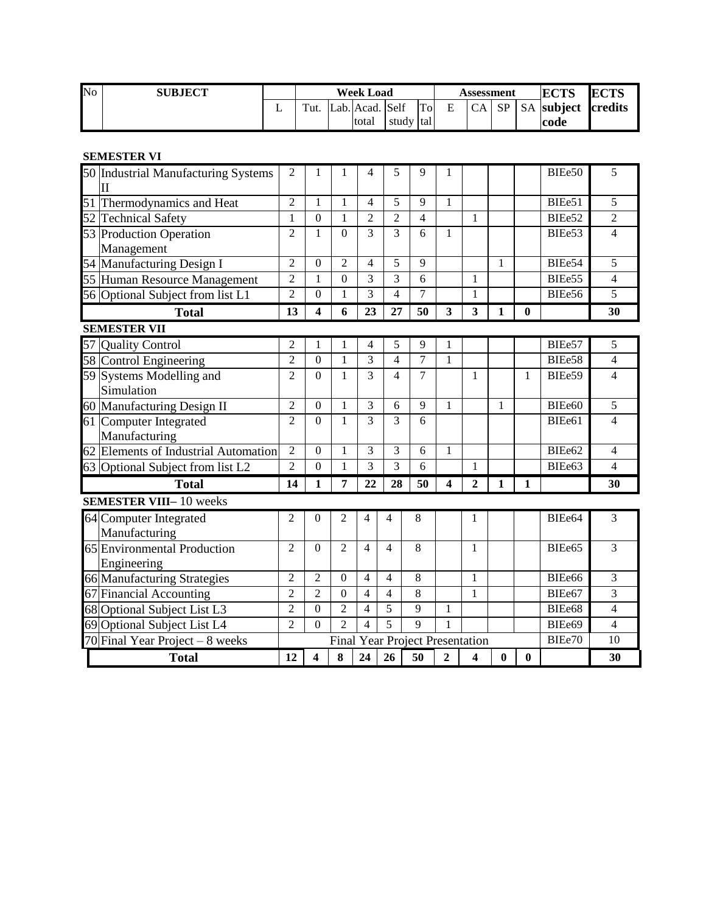| No | SUBJECT | Week Load | | | | | | Assessment | | | | ECTS subject code | ECTS credits |
|---|---|---|---|---|---|---|---|---|---|---|---|---|---|
| | | L | Tut. | Lab. | Acad. total | Self study | Total | E | CA | SP | SA | | |

**SEMESTER VI**

| No | SUBJECT | L | Tut. | Lab. | Acad. total | Self study | Total | E | CA | SP | SA | ECTS subject code | ECTS credits |
|---|---|---|---|---|---|---|---|---|---|---|---|---|---|
| 50 | Industrial Manufacturing Systems II | 2 | 1 | 1 | 4 | 5 | 9 | 1 | | | | BIEe50 | 5 |
| 51 | Thermodynamics and Heat | 2 | 1 | 1 | 4 | 5 | 9 | 1 | | | | BIEe51 | 5 |
| 52 | Technical Safety | 1 | 0 | 1 | 2 | 2 | 4 | | 1 | | | BIEe52 | 2 |
| 53 | Production Operation Management | 2 | 1 | 0 | 3 | 3 | 6 | 1 | | | | BIEe53 | 4 |
| 54 | Manufacturing Design I | 2 | 0 | 2 | 4 | 5 | 9 | | | 1 | | BIEe54 | 5 |
| 55 | Human Resource Management | 2 | 1 | 0 | 3 | 3 | 6 | | 1 | | | BIEe55 | 4 |
| 56 | Optional Subject from list L1 | 2 | 0 | 1 | 3 | 4 | 7 | | 1 | | | BIEe56 | 5 |
| | **Total** | **13** | **4** | **6** | **23** | **27** | **50** | **3** | **3** | **1** | **0** | | **30** |

**SEMESTER VII**

| No | SUBJECT | L | Tut. | Lab. | Acad. total | Self study | Total | E | CA | SP | SA | ECTS subject code | ECTS credits |
|---|---|---|---|---|---|---|---|---|---|---|---|---|---|
| 57 | Quality Control | 2 | 1 | 1 | 4 | 5 | 9 | 1 | | | | BIEe57 | 5 |
| 58 | Control Engineering | 2 | 0 | 1 | 3 | 4 | 7 | 1 | | | | BIEe58 | 4 |
| 59 | Systems Modelling and Simulation | 2 | 0 | 1 | 3 | 4 | 7 | | 1 | | 1 | BIEe59 | 4 |
| 60 | Manufacturing Design II | 2 | 0 | 1 | 3 | 6 | 9 | 1 | | 1 | | BIEe60 | 5 |
| 61 | Computer Integrated Manufacturing | 2 | 0 | 1 | 3 | 3 | 6 | | | | | BIEe61 | 4 |
| 62 | Elements of Industrial Automation | 2 | 0 | 1 | 3 | 3 | 6 | 1 | | | | BIEe62 | 4 |
| 63 | Optional Subject from list L2 | 2 | 0 | 1 | 3 | 3 | 6 | | 1 | | | BIEe63 | 4 |
| | **Total** | **14** | **1** | **7** | **22** | **28** | **50** | **4** | **2** | **1** | **1** | | **30** |

**SEMESTER VIII**– 10 weeks

| No | SUBJECT | L | Tut. | Lab. | Acad. total | Self study | Total | E | CA | SP | SA | ECTS subject code | ECTS credits |
|---|---|---|---|---|---|---|---|---|---|---|---|---|---|
| 64 | Computer Integrated Manufacturing | 2 | 0 | 2 | 4 | 4 | 8 | | 1 | | | BIEe64 | 3 |
| 65 | Environmental Production Engineering | 2 | 0 | 2 | 4 | 4 | 8 | | 1 | | | BIEe65 | 3 |
| 66 | Manufacturing Strategies | 2 | 2 | 0 | 4 | 4 | 8 | | 1 | | | BIEe66 | 3 |
| 67 | Financial Accounting | 2 | 2 | 0 | 4 | 4 | 8 | | 1 | | | BIEe67 | 3 |
| 68 | Optional Subject List L3 | 2 | 0 | 2 | 4 | 5 | 9 | 1 | | | | BIEe68 | 4 |
| 69 | Optional Subject List L4 | 2 | 0 | 2 | 4 | 5 | 9 | 1 | | | | BIEe69 | 4 |
| 70 | Final Year Project – 8 weeks | Final Year Project Presentation | | | | | | | | | | BIEe70 | 10 |
| | **Total** | **12** | **4** | **8** | **24** | **26** | **50** | **2** | **4** | **0** | **0** | | **30** |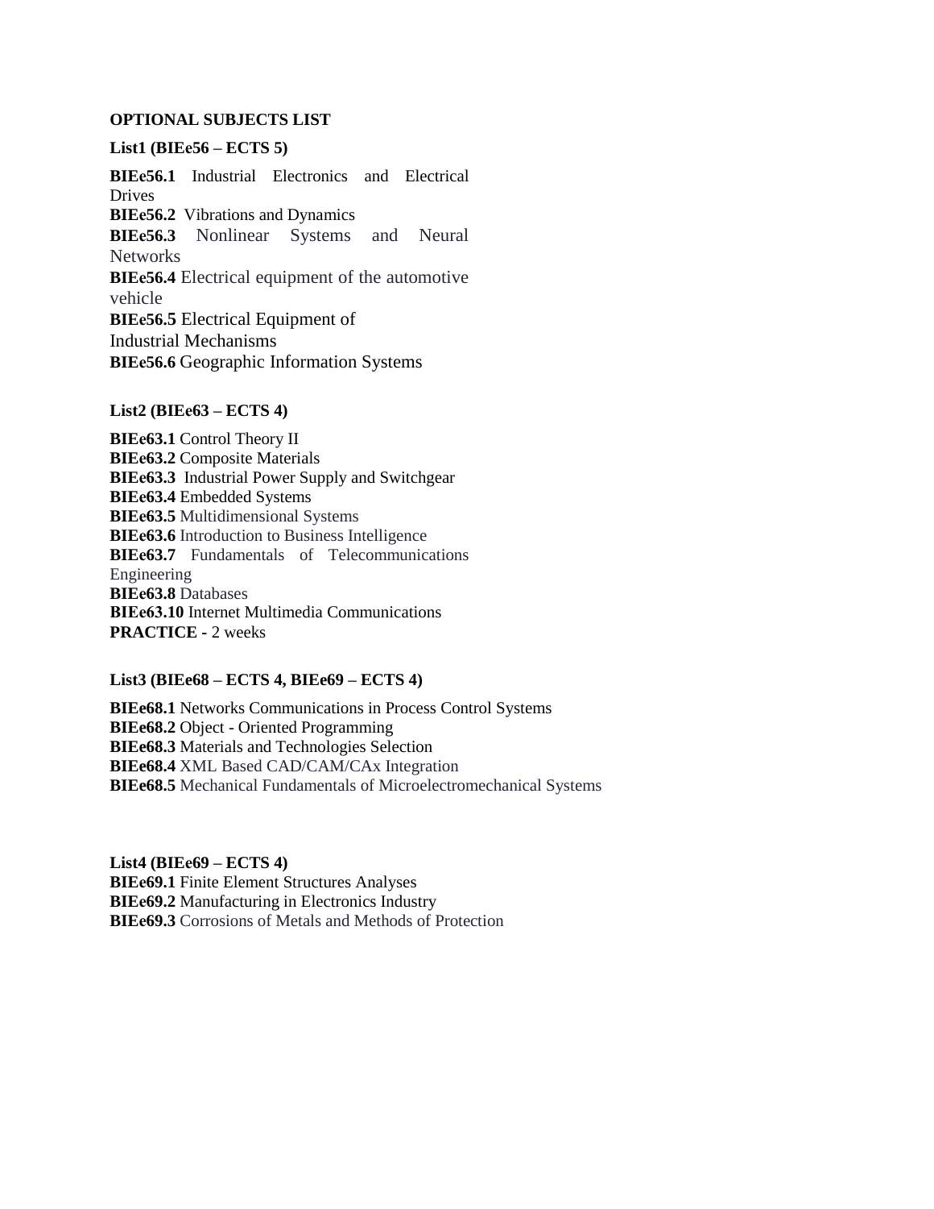**OPTIONAL SUBJECTS LIST**

**List1 (BIEe56 – ECTS 5)**

**BIEe56.1** Industrial Electronics and Electrical Drives
**BIEe56.2** Vibrations and Dynamics
**BIEe56.3** Nonlinear Systems and Neural Networks
**BIEe56.4** Electrical equipment of the automotive vehicle
**BIEe56.5** Electrical Equipment of Industrial Mechanisms
**BIEe56.6** Geographic Information Systems

**List2 (BIEe63 – ECTS 4)**

**BIEe63.1** Control Theory II
**BIEe63.2** Composite Materials
**BIEe63.3** Industrial Power Supply and Switchgear
**BIEe63.4** Embedded Systems
**BIEe63.5** Multidimensional Systems
**BIEe63.6** Introduction to Business Intelligence
**BIEe63.7** Fundamentals of Telecommunications Engineering
**BIEe63.8** Databases
**BIEe63.10** Internet Multimedia Communications
**PRACTICE -** 2 weeks

**List3 (BIEe68 – ECTS 4, BIEe69 – ECTS 4)**

**BIEe68.1** Networks Communications in Process Control Systems
**BIEe68.2** Object - Oriented Programming
**BIEe68.3** Materials and Technologies Selection
**BIEe68.4** XML Based CAD/CAM/CAx Integration
**BIEe68.5** Mechanical Fundamentals of Microelectromechanical Systems

**List4 (BIEe69 – ECTS 4)**
**BIEe69.1** Finite Element Structures Analyses
**BIEe69.2** Manufacturing in Electronics Industry
**BIEe69.3** Corrosions of Metals and Methods of Protection